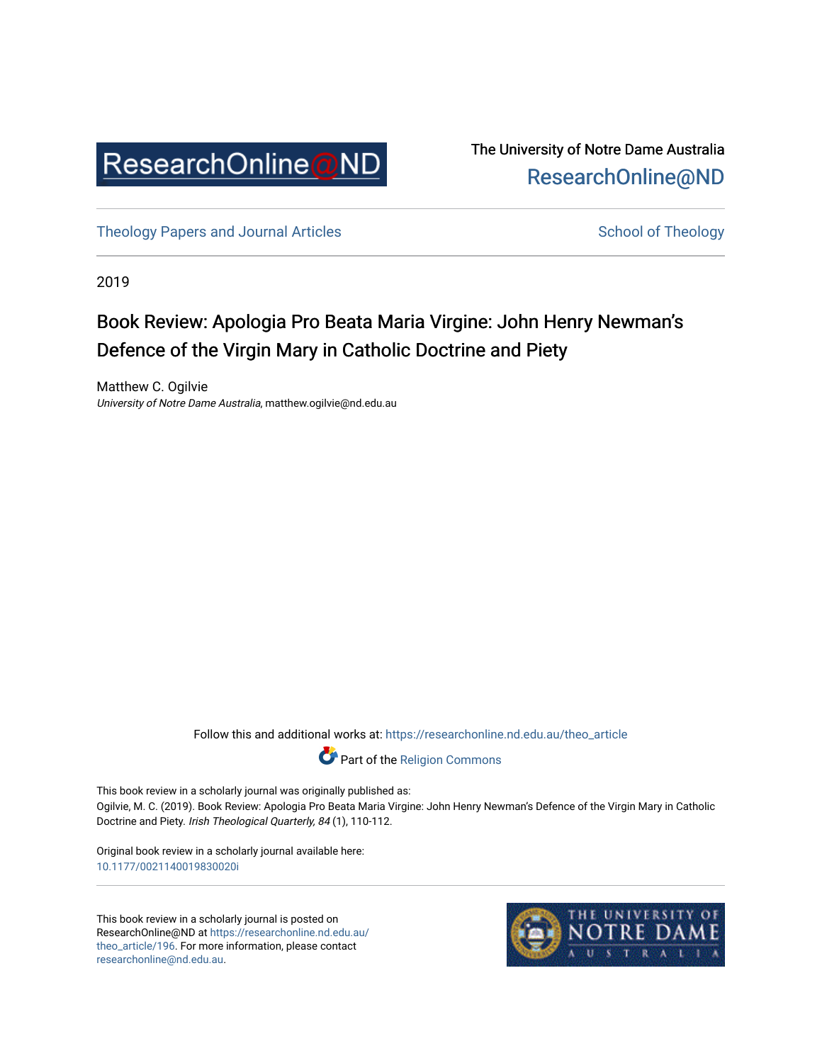ResearchOnline@ND

The University of Notre Dame Australia
ResearchOnline@ND

Theology Papers and Journal Articles

School of Theology

2019

# Book Review: Apologia Pro Beata Maria Virgine: John Henry Newman's Defence of the Virgin Mary in Catholic Doctrine and Piety

Matthew C. Ogilvie
*University of Notre Dame Australia*, matthew.ogilvie@nd.edu.au

Follow this and additional works at: https://researchonline.nd.edu.au/theo_article

Part of the Religion Commons

This book review in a scholarly journal was originally published as:
Ogilvie, M. C. (2019). Book Review: Apologia Pro Beata Maria Virgine: John Henry Newman's Defence of the Virgin Mary in Catholic Doctrine and Piety. *Irish Theological Quarterly, 84* (1), 110-112.

Original book review in a scholarly journal available here:
10.1177/0021140019830020i

This book review in a scholarly journal is posted on ResearchOnline@ND at https://researchonline.nd.edu.au/theo_article/196. For more information, please contact researchonline@nd.edu.au.

THE UNIVERSITY OF NOTRE DAME AUSTRALIA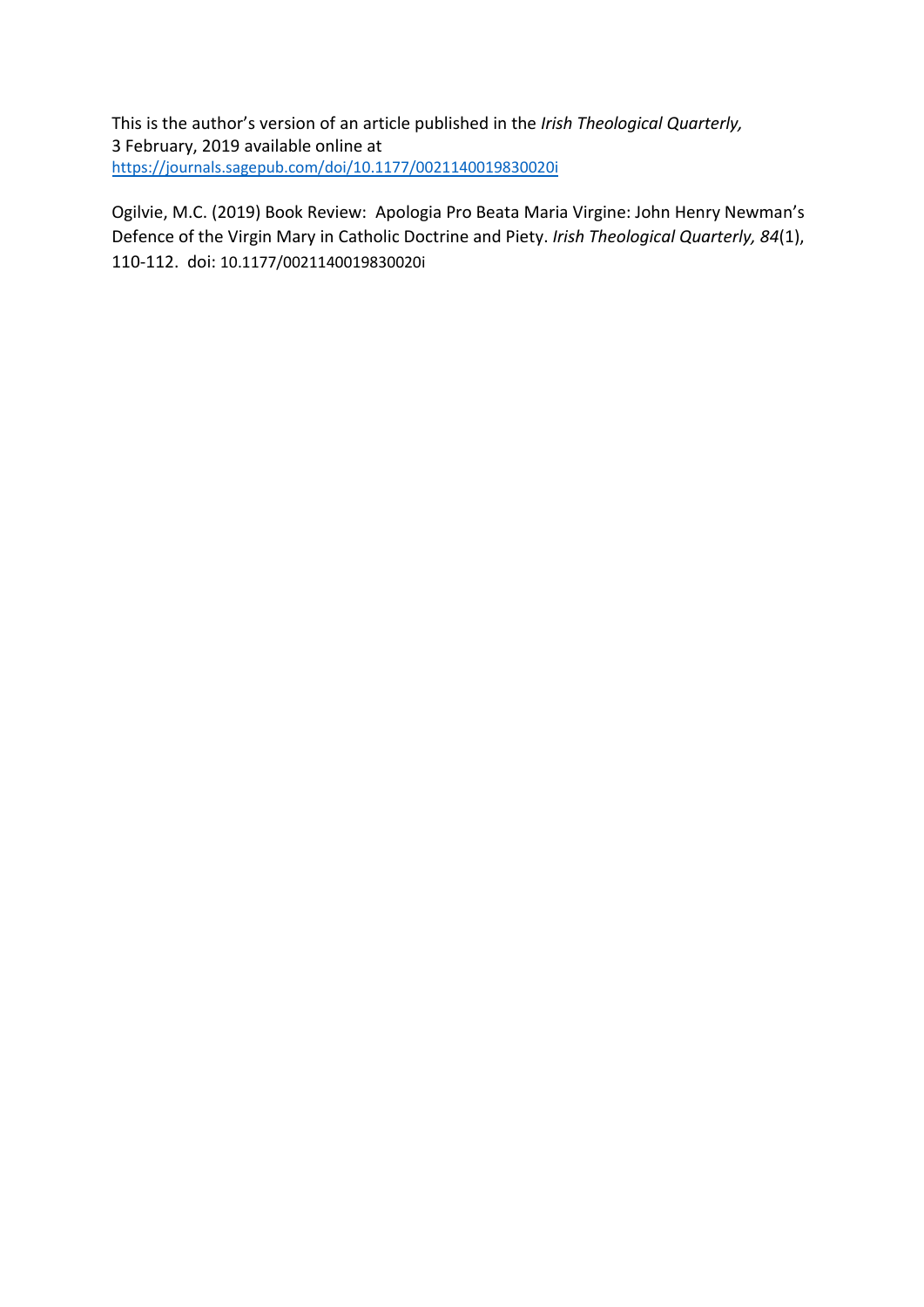This is the author's version of an article published in the *Irish Theological Quarterly,* 3 February, 2019 available online at https://journals.sagepub.com/doi/10.1177/0021140019830020i

Ogilvie, M.C. (2019) Book Review: Apologia Pro Beata Maria Virgine: John Henry Newman's Defence of the Virgin Mary in Catholic Doctrine and Piety. *Irish Theological Quarterly, 84*(1), 110-112. doi: 10.1177/0021140019830020i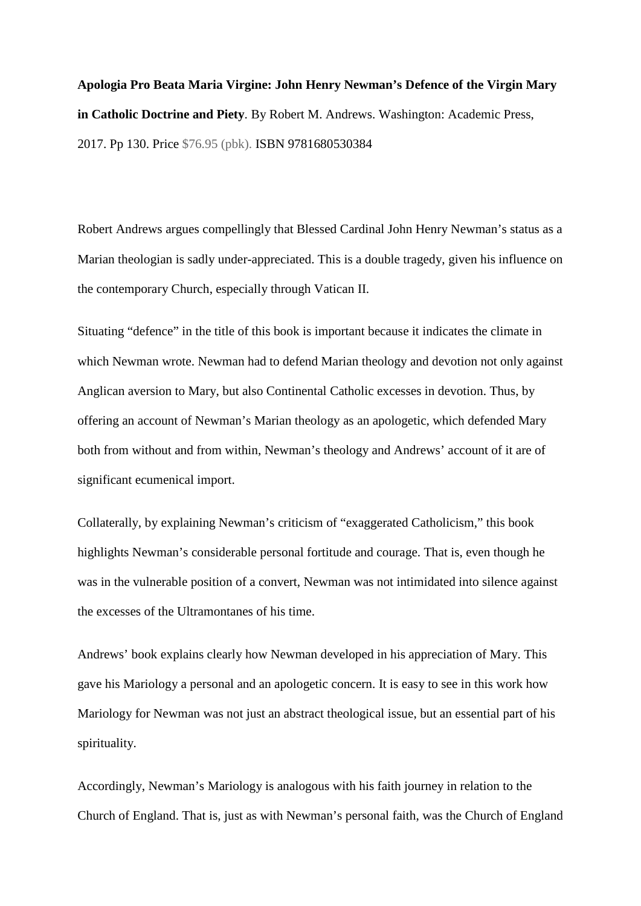**Apologia Pro Beata Maria Virgine: John Henry Newman's Defence of the Virgin Mary in Catholic Doctrine and Piety**. By Robert M. Andrews. Washington: Academic Press, 2017. Pp 130. Price $76.95 (pbk). ISBN 9781680530384

Robert Andrews argues compellingly that Blessed Cardinal John Henry Newman's status as a Marian theologian is sadly under-appreciated. This is a double tragedy, given his influence on the contemporary Church, especially through Vatican II.

Situating "defence" in the title of this book is important because it indicates the climate in which Newman wrote. Newman had to defend Marian theology and devotion not only against Anglican aversion to Mary, but also Continental Catholic excesses in devotion. Thus, by offering an account of Newman's Marian theology as an apologetic, which defended Mary both from without and from within, Newman's theology and Andrews' account of it are of significant ecumenical import.

Collaterally, by explaining Newman's criticism of "exaggerated Catholicism," this book highlights Newman's considerable personal fortitude and courage. That is, even though he was in the vulnerable position of a convert, Newman was not intimidated into silence against the excesses of the Ultramontanes of his time.

Andrews' book explains clearly how Newman developed in his appreciation of Mary. This gave his Mariology a personal and an apologetic concern. It is easy to see in this work how Mariology for Newman was not just an abstract theological issue, but an essential part of his spirituality.

Accordingly, Newman's Mariology is analogous with his faith journey in relation to the Church of England. That is, just as with Newman's personal faith, was the Church of England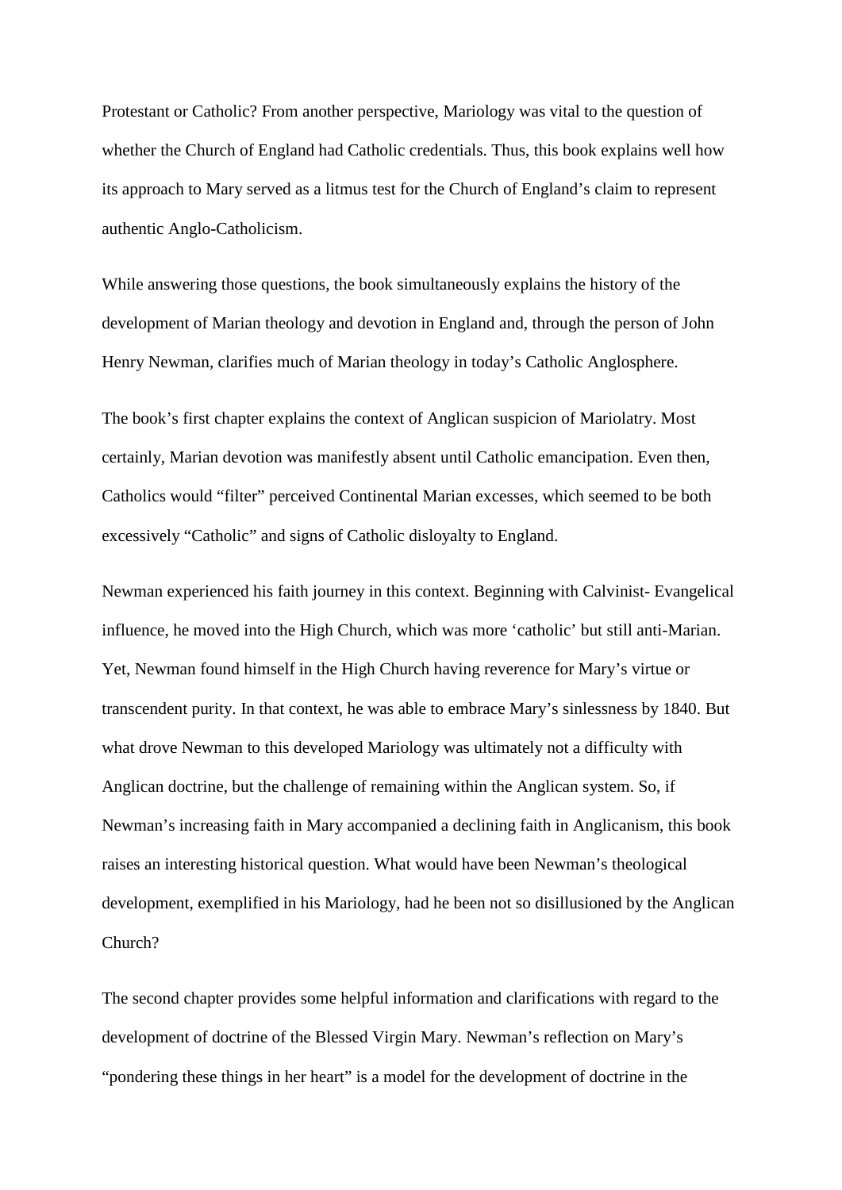Protestant or Catholic? From another perspective, Mariology was vital to the question of whether the Church of England had Catholic credentials. Thus, this book explains well how its approach to Mary served as a litmus test for the Church of England's claim to represent authentic Anglo-Catholicism.

While answering those questions, the book simultaneously explains the history of the development of Marian theology and devotion in England and, through the person of John Henry Newman, clarifies much of Marian theology in today's Catholic Anglosphere.

The book's first chapter explains the context of Anglican suspicion of Mariolatry. Most certainly, Marian devotion was manifestly absent until Catholic emancipation. Even then, Catholics would "filter" perceived Continental Marian excesses, which seemed to be both excessively "Catholic" and signs of Catholic disloyalty to England.

Newman experienced his faith journey in this context. Beginning with Calvinist- Evangelical influence, he moved into the High Church, which was more 'catholic' but still anti-Marian. Yet, Newman found himself in the High Church having reverence for Mary's virtue or transcendent purity. In that context, he was able to embrace Mary's sinlessness by 1840. But what drove Newman to this developed Mariology was ultimately not a difficulty with Anglican doctrine, but the challenge of remaining within the Anglican system. So, if Newman's increasing faith in Mary accompanied a declining faith in Anglicanism, this book raises an interesting historical question. What would have been Newman's theological development, exemplified in his Mariology, had he been not so disillusioned by the Anglican Church?

The second chapter provides some helpful information and clarifications with regard to the development of doctrine of the Blessed Virgin Mary. Newman's reflection on Mary's "pondering these things in her heart" is a model for the development of doctrine in the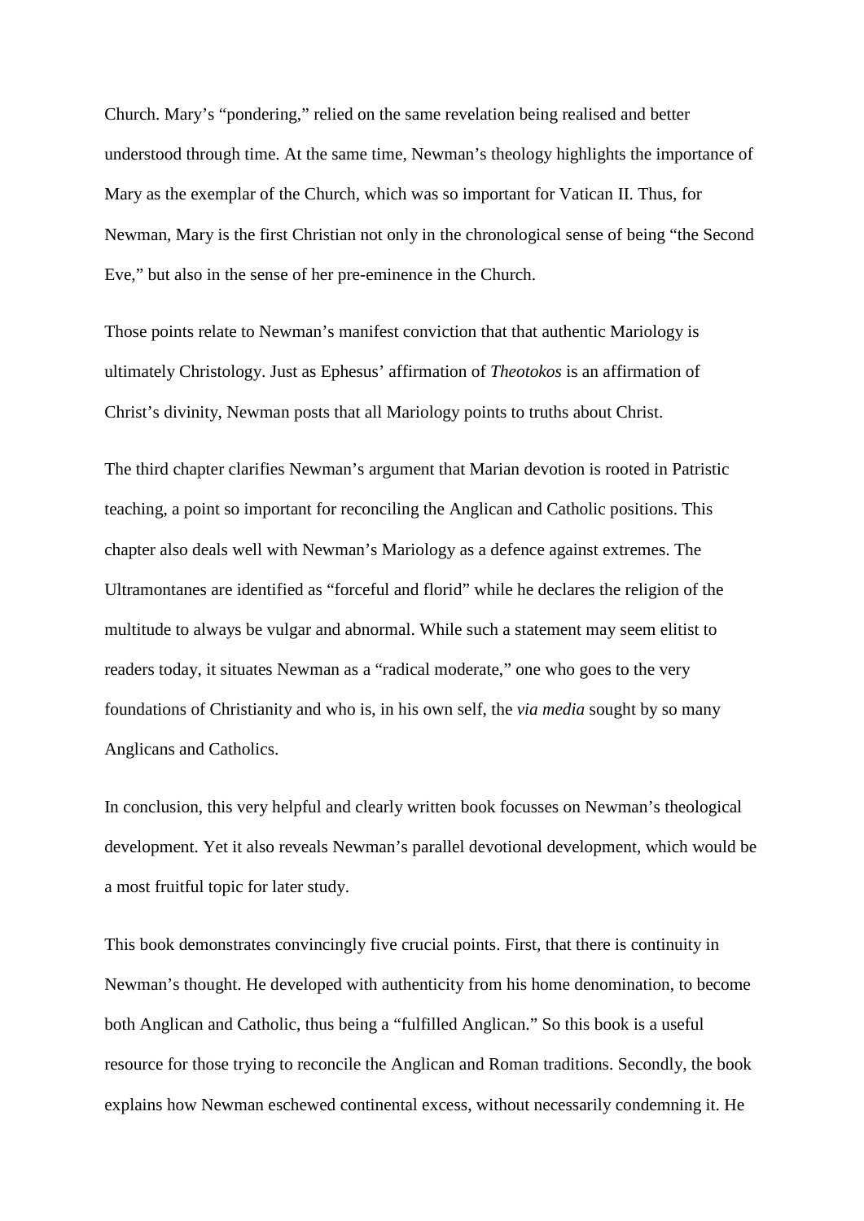Church. Mary's "pondering," relied on the same revelation being realised and better understood through time. At the same time, Newman's theology highlights the importance of Mary as the exemplar of the Church, which was so important for Vatican II. Thus, for Newman, Mary is the first Christian not only in the chronological sense of being "the Second Eve," but also in the sense of her pre-eminence in the Church.

Those points relate to Newman's manifest conviction that that authentic Mariology is ultimately Christology. Just as Ephesus' affirmation of *Theotokos* is an affirmation of Christ's divinity, Newman posts that all Mariology points to truths about Christ.

The third chapter clarifies Newman's argument that Marian devotion is rooted in Patristic teaching, a point so important for reconciling the Anglican and Catholic positions. This chapter also deals well with Newman's Mariology as a defence against extremes. The Ultramontanes are identified as "forceful and florid" while he declares the religion of the multitude to always be vulgar and abnormal. While such a statement may seem elitist to readers today, it situates Newman as a "radical moderate," one who goes to the very foundations of Christianity and who is, in his own self, the *via media* sought by so many Anglicans and Catholics.

In conclusion, this very helpful and clearly written book focusses on Newman's theological development. Yet it also reveals Newman's parallel devotional development, which would be a most fruitful topic for later study.

This book demonstrates convincingly five crucial points. First, that there is continuity in Newman's thought. He developed with authenticity from his home denomination, to become both Anglican and Catholic, thus being a "fulfilled Anglican." So this book is a useful resource for those trying to reconcile the Anglican and Roman traditions. Secondly, the book explains how Newman eschewed continental excess, without necessarily condemning it. He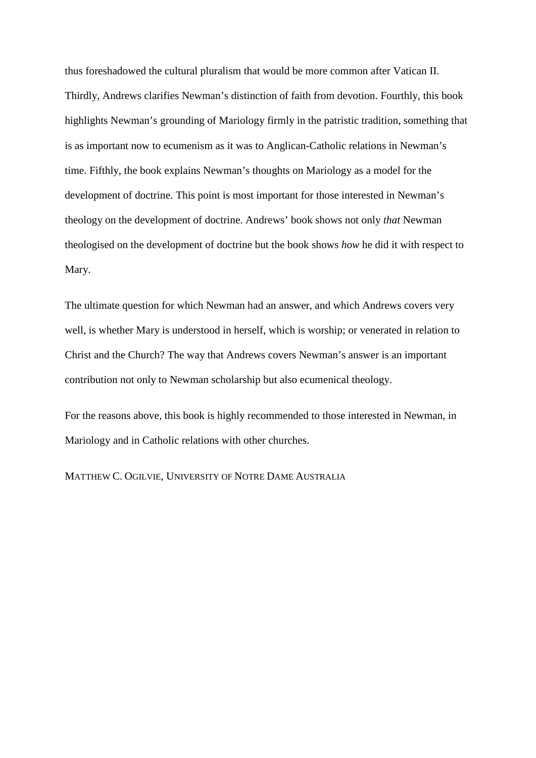thus foreshadowed the cultural pluralism that would be more common after Vatican II. Thirdly, Andrews clarifies Newman's distinction of faith from devotion. Fourthly, this book highlights Newman's grounding of Mariology firmly in the patristic tradition, something that is as important now to ecumenism as it was to Anglican-Catholic relations in Newman's time. Fifthly, the book explains Newman's thoughts on Mariology as a model for the development of doctrine. This point is most important for those interested in Newman's theology on the development of doctrine. Andrews' book shows not only *that* Newman theologised on the development of doctrine but the book shows *how* he did it with respect to Mary.

The ultimate question for which Newman had an answer, and which Andrews covers very well, is whether Mary is understood in herself, which is worship; or venerated in relation to Christ and the Church? The way that Andrews covers Newman's answer is an important contribution not only to Newman scholarship but also ecumenical theology.

For the reasons above, this book is highly recommended to those interested in Newman, in Mariology and in Catholic relations with other churches.

MATTHEW C. OGILVIE, UNIVERSITY OF NOTRE DAME AUSTRALIA